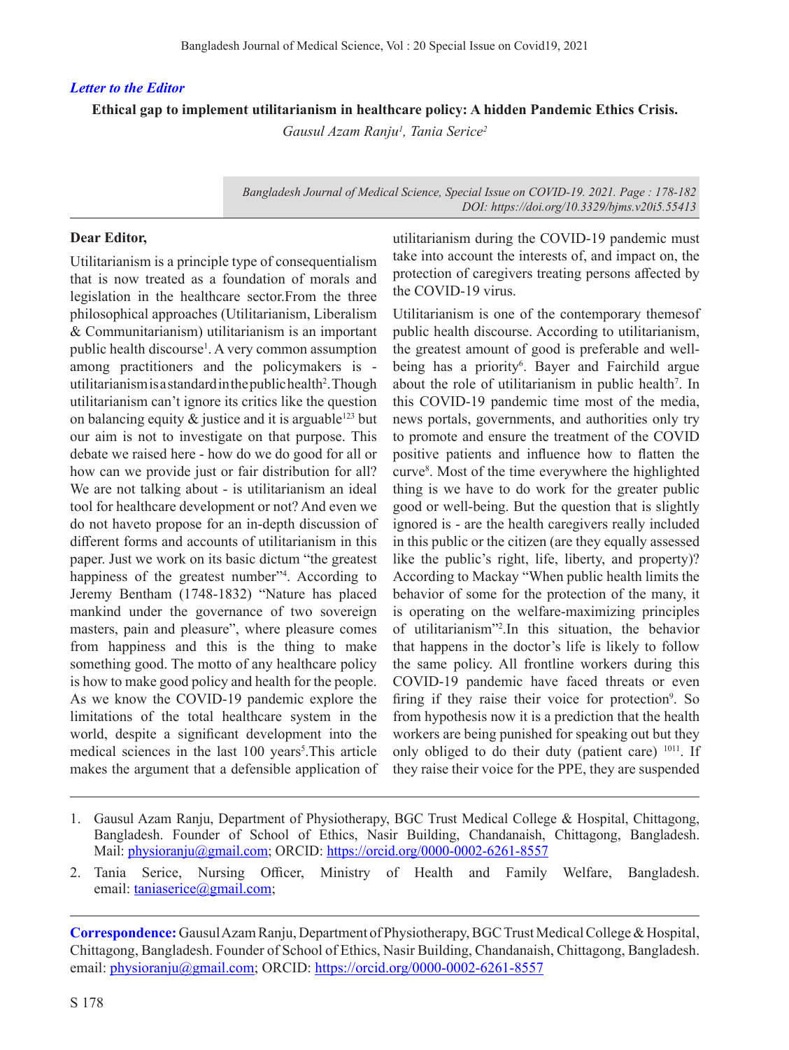*Letter to the Editor*

**Ethical gap to implement utilitarianism in healthcare policy: A hidden Pandemic Ethics Crisis.**

*Gausul Azam Ranju[1], Tania Serice[2]*

*Bangladesh Journal of Medical Science, Special Issue on COVID-19. 2021. Page : 178-182*
*DOI: https://doi.org/10.3329/bjms.v20i5.55413*

**Dear Editor,**

Utilitarianism is a principle type of consequentialism that is now treated as a foundation of morals and legislation in the healthcare sector.From the three philosophical approaches (Utilitarianism, Liberalism & Communitarianism) utilitarianism is an important public health discourse[1]. A very common assumption among practitioners and the policymakers is - utilitarianismisastandardinthepublichealth[2].Though utilitarianism can't ignore its critics like the question on balancing equity & justice and it is arguable[123] but our aim is not to investigate on that purpose. This debate we raised here - how do we do good for all or how can we provide just or fair distribution for all? We are not talking about - is utilitarianism an ideal tool for healthcare development or not? And even we do not haveto propose for an in-depth discussion of different forms and accounts of utilitarianism in this paper. Just we work on its basic dictum "the greatest happiness of the greatest number"[4]. According to Jeremy Bentham (1748-1832) "Nature has placed mankind under the governance of two sovereign masters, pain and pleasure", where pleasure comes from happiness and this is the thing to make something good. The motto of any healthcare policy is how to make good policy and health for the people. As we know the COVID-19 pandemic explore the limitations of the total healthcare system in the world, despite a significant development into the medical sciences in the last 100 years[5].This article makes the argument that a defensible application of utilitarianism during the COVID-19 pandemic must take into account the interests of, and impact on, the protection of caregivers treating persons affected by the COVID-19 virus.

Utilitarianism is one of the contemporary themesof public health discourse. According to utilitarianism, the greatest amount of good is preferable and well-being has a priority[6]. Bayer and Fairchild argue about the role of utilitarianism in public health[7]. In this COVID-19 pandemic time most of the media, news portals, governments, and authorities only try to promote and ensure the treatment of the COVID positive patients and influence how to flatten the curve[8]. Most of the time everywhere the highlighted thing is we have to do work for the greater public good or well-being. But the question that is slightly ignored is - are the health caregivers really included in this public or the citizen (are they equally assessed like the public's right, life, liberty, and property)? According to Mackay "When public health limits the behavior of some for the protection of the many, it is operating on the welfare-maximizing principles of utilitarianism"[2].In this situation, the behavior that happens in the doctor's life is likely to follow the same policy. All frontline workers during this COVID-19 pandemic have faced threats or even firing if they raise their voice for protection[9]. So from hypothesis now it is a prediction that the health workers are being punished for speaking out but they only obliged to do their duty (patient care) [1011]. If they raise their voice for the PPE, they are suspended

1. Gausul Azam Ranju, Department of Physiotherapy, BGC Trust Medical College & Hospital, Chittagong, Bangladesh. Founder of School of Ethics, Nasir Building, Chandanaish, Chittagong, Bangladesh. Mail: physioranju@gmail.com; ORCID: https://orcid.org/0000-0002-6261-8557
2. Tania Serice, Nursing Officer, Ministry of Health and Family Welfare, Bangladesh. email: taniaserice@gmail.com;

**Correspondence:** Gausul Azam Ranju, Department of Physiotherapy, BGC Trust Medical College & Hospital, Chittagong, Bangladesh. Founder of School of Ethics, Nasir Building, Chandanaish, Chittagong, Bangladesh. email: physioranju@gmail.com; ORCID: https://orcid.org/0000-0002-6261-8557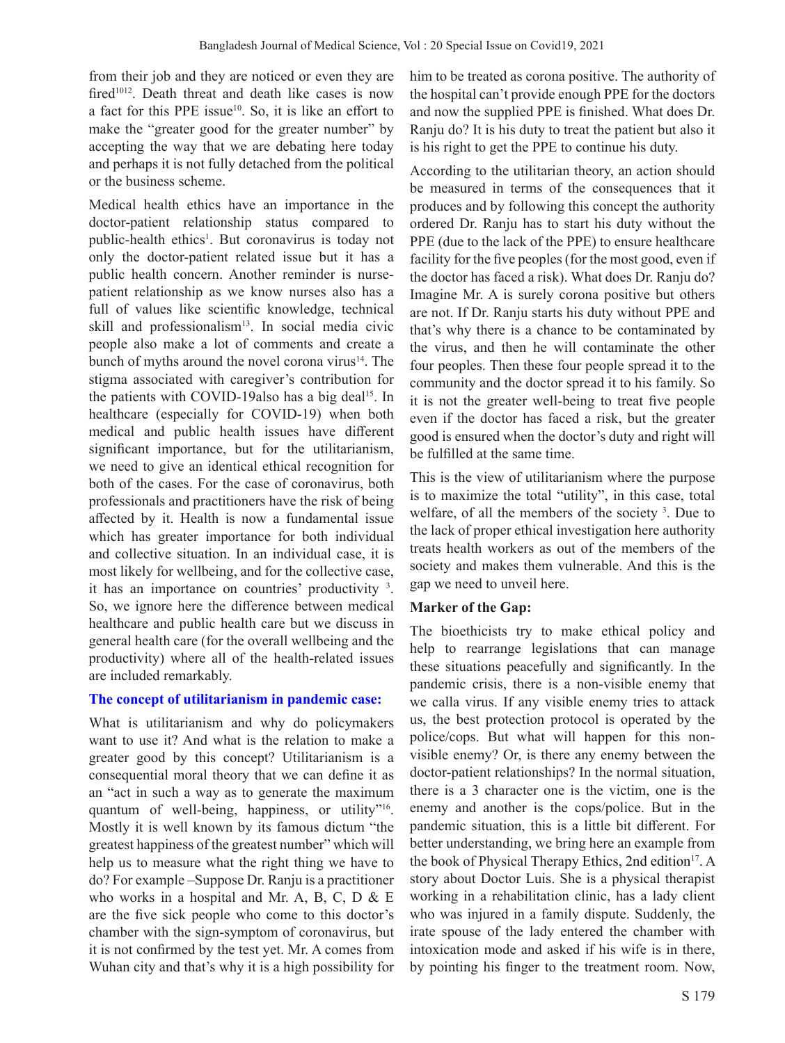from their job and they are noticed or even they are fired[1012]. Death threat and death like cases is now a fact for this PPE issue[10]. So, it is like an effort to make the "greater good for the greater number" by accepting the way that we are debating here today and perhaps it is not fully detached from the political or the business scheme.

Medical health ethics have an importance in the doctor-patient relationship status compared to public-health ethics[1]. But coronavirus is today not only the doctor-patient related issue but it has a public health concern. Another reminder is nurse-patient relationship as we know nurses also has a full of values like scientific knowledge, technical skill and professionalism[13]. In social media civic people also make a lot of comments and create a bunch of myths around the novel corona virus[14]. The stigma associated with caregiver's contribution for the patients with COVID-19also has a big deal[15]. In healthcare (especially for COVID-19) when both medical and public health issues have different significant importance, but for the utilitarianism, we need to give an identical ethical recognition for both of the cases. For the case of coronavirus, both professionals and practitioners have the risk of being affected by it. Health is now a fundamental issue which has greater importance for both individual and collective situation. In an individual case, it is most likely for wellbeing, and for the collective case, it has an importance on countries' productivity [3]. So, we ignore here the difference between medical healthcare and public health care but we discuss in general health care (for the overall wellbeing and the productivity) where all of the health-related issues are included remarkably.

### The concept of utilitarianism in pandemic case:

What is utilitarianism and why do policymakers want to use it? And what is the relation to make a greater good by this concept? Utilitarianism is a consequential moral theory that we can define it as an "act in such a way as to generate the maximum quantum of well-being, happiness, or utility"[16]. Mostly it is well known by its famous dictum "the greatest happiness of the greatest number" which will help us to measure what the right thing we have to do? For example –Suppose Dr. Ranju is a practitioner who works in a hospital and Mr. A, B, C, D & E are the five sick people who come to this doctor's chamber with the sign-symptom of coronavirus, but it is not confirmed by the test yet. Mr. A comes from Wuhan city and that's why it is a high possibility for him to be treated as corona positive. The authority of the hospital can't provide enough PPE for the doctors and now the supplied PPE is finished. What does Dr. Ranju do? It is his duty to treat the patient but also it is his right to get the PPE to continue his duty.

According to the utilitarian theory, an action should be measured in terms of the consequences that it produces and by following this concept the authority ordered Dr. Ranju has to start his duty without the PPE (due to the lack of the PPE) to ensure healthcare facility for the five peoples (for the most good, even if the doctor has faced a risk). What does Dr. Ranju do? Imagine Mr. A is surely corona positive but others are not. If Dr. Ranju starts his duty without PPE and that's why there is a chance to be contaminated by the virus, and then he will contaminate the other four peoples. Then these four people spread it to the community and the doctor spread it to his family. So it is not the greater well-being to treat five people even if the doctor has faced a risk, but the greater good is ensured when the doctor's duty and right will be fulfilled at the same time.

This is the view of utilitarianism where the purpose is to maximize the total "utility", in this case, total welfare, of all the members of the society [3]. Due to the lack of proper ethical investigation here authority treats health workers as out of the members of the society and makes them vulnerable. And this is the gap we need to unveil here.

**Marker of the Gap:**

The bioethicists try to make ethical policy and help to rearrange legislations that can manage these situations peacefully and significantly. In the pandemic crisis, there is a non-visible enemy that we calla virus. If any visible enemy tries to attack us, the best protection protocol is operated by the police/cops. But what will happen for this non-visible enemy? Or, is there any enemy between the doctor-patient relationships? In the normal situation, there is a 3 character one is the victim, one is the enemy and another is the cops/police. But in the pandemic situation, this is a little bit different. For better understanding, we bring here an example from the book of Physical Therapy Ethics, 2nd edition[17]. A story about Doctor Luis. She is a physical therapist working in a rehabilitation clinic, has a lady client who was injured in a family dispute. Suddenly, the irate spouse of the lady entered the chamber with intoxication mode and asked if his wife is in there, by pointing his finger to the treatment room. Now,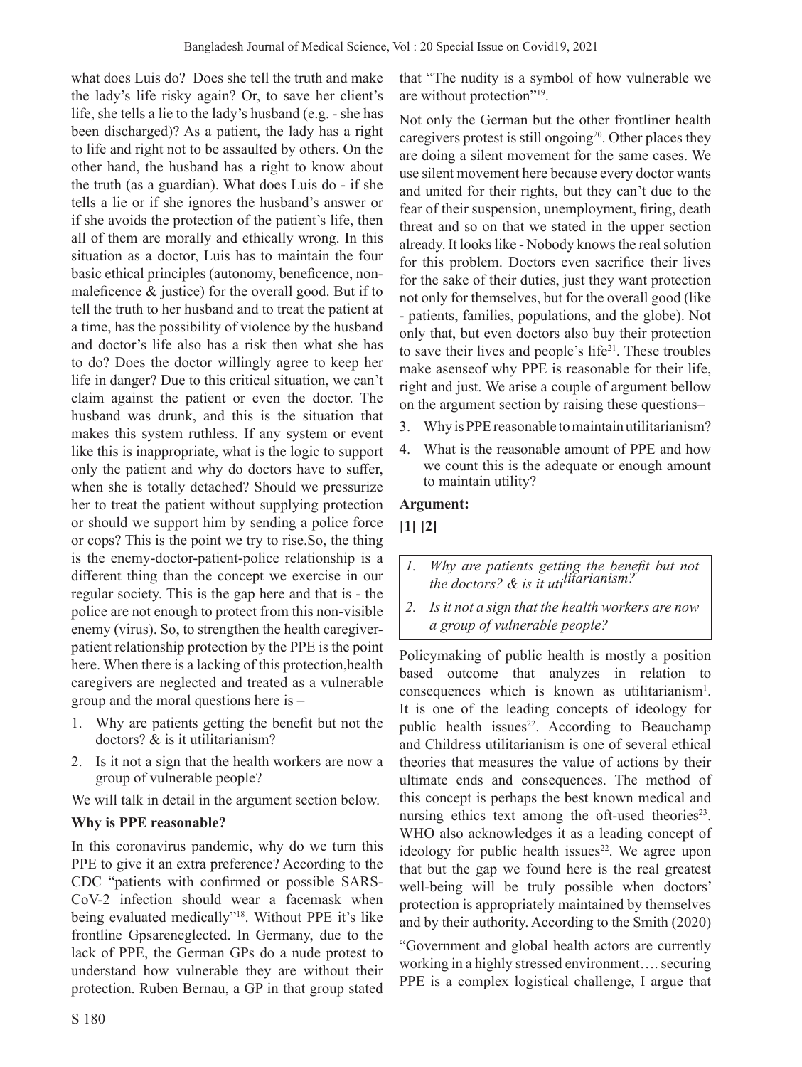what does Luis do? Does she tell the truth and make the lady's life risky again? Or, to save her client's life, she tells a lie to the lady's husband (e.g. - she has been discharged)? As a patient, the lady has a right to life and right not to be assaulted by others. On the other hand, the husband has a right to know about the truth (as a guardian). What does Luis do - if she tells a lie or if she ignores the husband's answer or if she avoids the protection of the patient's life, then all of them are morally and ethically wrong. In this situation as a doctor, Luis has to maintain the four basic ethical principles (autonomy, beneficence, non-maleficence & justice) for the overall good. But if to tell the truth to her husband and to treat the patient at a time, has the possibility of violence by the husband and doctor's life also has a risk then what she has to do? Does the doctor willingly agree to keep her life in danger? Due to this critical situation, we can't claim against the patient or even the doctor. The husband was drunk, and this is the situation that makes this system ruthless. If any system or event like this is inappropriate, what is the logic to support only the patient and why do doctors have to suffer, when she is totally detached? Should we pressurize her to treat the patient without supplying protection or should we support him by sending a police force or cops? This is the point we try to rise.So, the thing is the enemy-doctor-patient-police relationship is a different thing than the concept we exercise in our regular society. This is the gap here and that is - the police are not enough to protect from this non-visible enemy (virus). So, to strengthen the health caregiver-patient relationship protection by the PPE is the point here. When there is a lacking of this protection,health caregivers are neglected and treated as a vulnerable group and the moral questions here is –

1. Why are patients getting the benefit but not the doctors? & is it utilitarianism?
2. Is it not a sign that the health workers are now a group of vulnerable people?

We will talk in detail in the argument section below.

**Why is PPE reasonable?**

In this coronavirus pandemic, why do we turn this PPE to give it an extra preference? According to the CDC "patients with confirmed or possible SARS-CoV-2 infection should wear a facemask when being evaluated medically"[18]. Without PPE it's like frontline Gpsareneglected. In Germany, due to the lack of PPE, the German GPs do a nude protest to understand how vulnerable they are without their protection. Ruben Bernau, a GP in that group stated that "The nudity is a symbol of how vulnerable we are without protection"[19].

Not only the German but the other frontliner health caregivers protest is still ongoing[20]. Other places they are doing a silent movement for the same cases. We use silent movement here because every doctor wants and united for their rights, but they can't due to the fear of their suspension, unemployment, firing, death threat and so on that we stated in the upper section already. It looks like - Nobody knows the real solution for this problem. Doctors even sacrifice their lives for the sake of their duties, just they want protection not only for themselves, but for the overall good (like - patients, families, populations, and the globe). Not only that, but even doctors also buy their protection to save their lives and people's life[21]. These troubles make asenseof why PPE is reasonable for their life, right and just. We arise a couple of argument bellow on the argument section by raising these questions–

3. Why is PPE reasonable to maintain utilitarianism?
4. What is the reasonable amount of PPE and how we count this is the adequate or enough amount to maintain utility?

**Argument:**

**[1] [2]**

> 1. *Why are patients getting the benefit but not the doctors? & is it utilitarianism?*
> 2. *Is it not a sign that the health workers are now a group of vulnerable people?*

Policymaking of public health is mostly a position based outcome that analyzes in relation to consequences which is known as utilitarianism[1]. It is one of the leading concepts of ideology for public health issues[22]. According to Beauchamp and Childress utilitarianism is one of several ethical theories that measures the value of actions by their ultimate ends and consequences. The method of this concept is perhaps the best known medical and nursing ethics text among the oft-used theories[23]. WHO also acknowledges it as a leading concept of ideology for public health issues[22]. We agree upon that but the gap we found here is the real greatest well-being will be truly possible when doctors' protection is appropriately maintained by themselves and by their authority. According to the Smith (2020)

"Government and global health actors are currently working in a highly stressed environment…. securing PPE is a complex logistical challenge, I argue that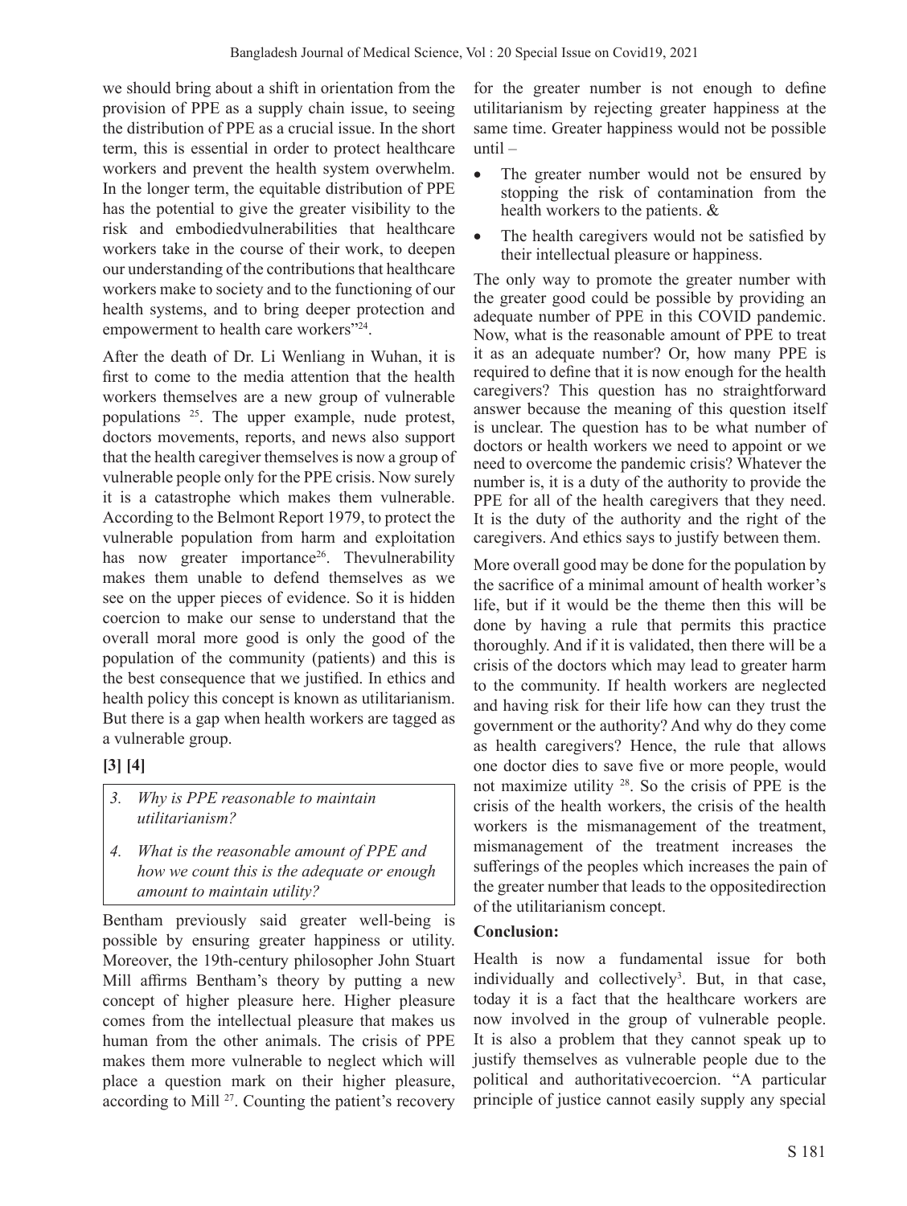we should bring about a shift in orientation from the provision of PPE as a supply chain issue, to seeing the distribution of PPE as a crucial issue. In the short term, this is essential in order to protect healthcare workers and prevent the health system overwhelm. In the longer term, the equitable distribution of PPE has the potential to give the greater visibility to the risk and embodiedvulnerabilities that healthcare workers take in the course of their work, to deepen our understanding of the contributions that healthcare workers make to society and to the functioning of our health systems, and to bring deeper protection and empowerment to health care workers"[24].

After the death of Dr. Li Wenliang in Wuhan, it is first to come to the media attention that the health workers themselves are a new group of vulnerable populations [25]. The upper example, nude protest, doctors movements, reports, and news also support that the health caregiver themselves is now a group of vulnerable people only for the PPE crisis. Now surely it is a catastrophe which makes them vulnerable. According to the Belmont Report 1979, to protect the vulnerable population from harm and exploitation has now greater importance[26]. Thevulnerability makes them unable to defend themselves as we see on the upper pieces of evidence. So it is hidden coercion to make our sense to understand that the overall moral more good is only the good of the population of the community (patients) and this is the best consequence that we justified. In ethics and health policy this concept is known as utilitarianism. But there is a gap when health workers are tagged as a vulnerable group.

**[3] [4]**

> *3. Why is PPE reasonable to maintain utilitarianism?*
>
> *4. What is the reasonable amount of PPE and how we count this is the adequate or enough amount to maintain utility?*

Bentham previously said greater well-being is possible by ensuring greater happiness or utility. Moreover, the 19th-century philosopher John Stuart Mill affirms Bentham's theory by putting a new concept of higher pleasure here. Higher pleasure comes from the intellectual pleasure that makes us human from the other animals. The crisis of PPE makes them more vulnerable to neglect which will place a question mark on their higher pleasure, according to Mill [27]. Counting the patient's recovery for the greater number is not enough to define utilitarianism by rejecting greater happiness at the same time. Greater happiness would not be possible until –

- The greater number would not be ensured by stopping the risk of contamination from the health workers to the patients. &
- The health caregivers would not be satisfied by their intellectual pleasure or happiness.

The only way to promote the greater number with the greater good could be possible by providing an adequate number of PPE in this COVID pandemic. Now, what is the reasonable amount of PPE to treat it as an adequate number? Or, how many PPE is required to define that it is now enough for the health caregivers? This question has no straightforward answer because the meaning of this question itself is unclear. The question has to be what number of doctors or health workers we need to appoint or we need to overcome the pandemic crisis? Whatever the number is, it is a duty of the authority to provide the PPE for all of the health caregivers that they need. It is the duty of the authority and the right of the caregivers. And ethics says to justify between them.

More overall good may be done for the population by the sacrifice of a minimal amount of health worker's life, but if it would be the theme then this will be done by having a rule that permits this practice thoroughly. And if it is validated, then there will be a crisis of the doctors which may lead to greater harm to the community. If health workers are neglected and having risk for their life how can they trust the government or the authority? And why do they come as health caregivers? Hence, the rule that allows one doctor dies to save five or more people, would not maximize utility [28]. So the crisis of PPE is the crisis of the health workers, the crisis of the health workers is the mismanagement of the treatment, mismanagement of the treatment increases the sufferings of the peoples which increases the pain of the greater number that leads to the oppositedirection of the utilitarianism concept.

**Conclusion:**

Health is now a fundamental issue for both individually and collectively[3]. But, in that case, today it is a fact that the healthcare workers are now involved in the group of vulnerable people. It is also a problem that they cannot speak up to justify themselves as vulnerable people due to the political and authoritativecoercion. "A particular principle of justice cannot easily supply any special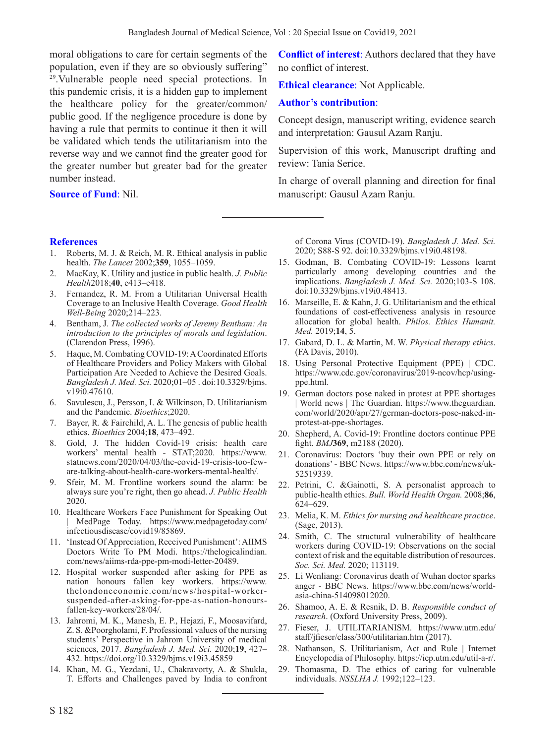moral obligations to care for certain segments of the population, even if they are so obviously suffering"[29].Vulnerable people need special protections. In this pandemic crisis, it is a hidden gap to implement the healthcare policy for the greater/common/ public good. If the negligence procedure is done by having a rule that permits to continue it then it will be validated which tends the utilitarianism into the reverse way and we cannot find the greater good for the greater number but greater bad for the greater number instead.

**Source of Fund**: Nil.

**Conflict of interest**: Authors declared that they have no conflict of interest.

**Ethical clearance**: Not Applicable.

**Author's contribution**:

Concept design, manuscript writing, evidence search and interpretation: Gausul Azam Ranju.

Supervision of this work, Manuscript drafting and review: Tania Serice.

In charge of overall planning and direction for final manuscript: Gausul Azam Ranju.

## References

1. Roberts, M. J. & Reich, M. R. Ethical analysis in public health. *The Lancet* 2002;**359**, 1055–1059.
2. MacKay, K. Utility and justice in public health. *J. Public Health*2018;**40**, e413–e418.
3. Fernandez, R. M. From a Utilitarian Universal Health Coverage to an Inclusive Health Coverage. *Good Health Well-Being* 2020;214–223.
4. Bentham, J. *The collected works of Jeremy Bentham: An introduction to the principles of morals and legislation*. (Clarendon Press, 1996).
5. Haque, M. Combating COVID-19: A Coordinated Efforts of Healthcare Providers and Policy Makers with Global Participation Are Needed to Achieve the Desired Goals. *Bangladesh J. Med. Sci.* 2020;01–05 . doi:10.3329/bjms.v19i0.47610.
6. Savulescu, J., Persson, I. & Wilkinson, D. Utilitarianism and the Pandemic. *Bioethics*;2020.
7. Bayer, R. & Fairchild, A. L. The genesis of public health ethics. *Bioethics* 2004;**18**, 473–492.
8. Gold, J. The hidden Covid-19 crisis: health care workers' mental health - STAT;2020. https://www.statnews.com/2020/04/03/the-covid-19-crisis-too-few-are-talking-about-health-care-workers-mental-health/.
9. Sfeir, M. M. Frontline workers sound the alarm: be always sure you're right, then go ahead. *J. Public Health* 2020.
10. Healthcare Workers Face Punishment for Speaking Out | MedPage Today. https://www.medpagetoday.com/infectiousdisease/covid19/85869.
11. 'Instead Of Appreciation, Received Punishment': AIIMS Doctors Write To PM Modi. https://thelogicalindian.com/news/aiims-rda-ppe-pm-modi-letter-20489.
12. Hospital worker suspended after asking for PPE as nation honours fallen key workers. https://www.thelondoneconomic.com/news/hospital-worker-suspended-after-asking-for-ppe-as-nation-honours-fallen-key-workers/28/04/.
13. Jahromi, M. K., Manesh, E. P., Hejazi, F., Moosavifard, Z. S. &Poorgholami, F. Professional values of the nursing students' Perspective in Jahrom University of medical sciences, 2017. *Bangladesh J. Med. Sci.* 2020;**19**, 427–432. https://doi.org/10.3329/bjms.v19i3.45859
14. Khan, M. G., Yezdani, U., Chakravorty, A. & Shukla, T. Efforts and Challenges paved by India to confront of Corona Virus (COVID-19). *Bangladesh J. Med. Sci.* 2020; S88-S 92. doi:10.3329/bjms.v19i0.48198.
15. Godman, B. Combating COVID-19: Lessons learnt particularly among developing countries and the implications. *Bangladesh J. Med. Sci.* 2020;103-S 108. doi:10.3329/bjms.v19i0.48413.
16. Marseille, E. & Kahn, J. G. Utilitarianism and the ethical foundations of cost-effectiveness analysis in resource allocation for global health. *Philos. Ethics Humanit. Med.* 2019;**14**, 5.
17. Gabard, D. L. & Martin, M. W. *Physical therapy ethics*. (FA Davis, 2010).
18. Using Personal Protective Equipment (PPE) | CDC. https://www.cdc.gov/coronavirus/2019-ncov/hcp/using-ppe.html.
19. German doctors pose naked in protest at PPE shortages | World news | The Guardian. https://www.theguardian.com/world/2020/apr/27/german-doctors-pose-naked-in-protest-at-ppe-shortages.
20. Shepherd, A. Covid-19: Frontline doctors continue PPE fight. *BMJ***369**, m2188 (2020).
21. Coronavirus: Doctors 'buy their own PPE or rely on donations' - BBC News. https://www.bbc.com/news/uk-52519339.
22. Petrini, C. &Gainotti, S. A personalist approach to public-health ethics. *Bull. World Health Organ.* 2008;**86**, 624–629.
23. Melia, K. M. *Ethics for nursing and healthcare practice*. (Sage, 2013).
24. Smith, C. The structural vulnerability of healthcare workers during COVID-19: Observations on the social context of risk and the equitable distribution of resources. *Soc. Sci. Med.* 2020; 113119.
25. Li Wenliang: Coronavirus death of Wuhan doctor sparks anger - BBC News. https://www.bbc.com/news/world-asia-china-514098012020.
26. Shamoo, A. E. & Resnik, D. B. *Responsible conduct of research*. (Oxford University Press, 2009).
27. Fieser, J. UTILITARIANISM. https://www.utm.edu/staff/jfieser/class/300/utilitarian.htm (2017).
28. Nathanson, S. Utilitarianism, Act and Rule | Internet Encyclopedia of Philosophy. https://iep.utm.edu/util-a-r/.
29. Thomasma, D. The ethics of caring for vulnerable individuals. *NSSLHA J.* 1992;122–123.